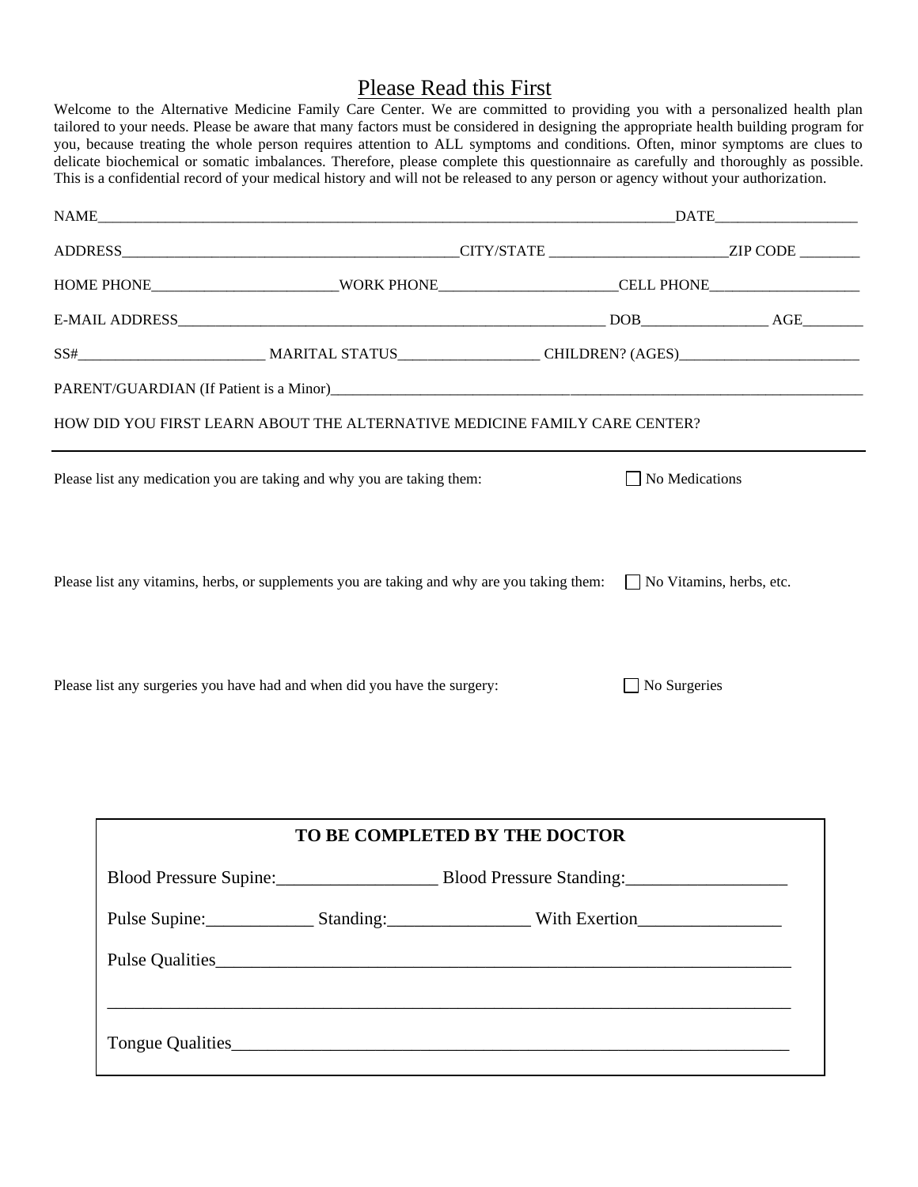# Please Read this First

Welcome to the Alternative Medicine Family Care Center. We are committed to providing you with a personalized health plan tailored to your needs. Please be aware that many factors must be considered in designing the appropriate health building program for you, because treating the whole person requires attention to ALL symptoms and conditions. Often, minor symptoms are clues to delicate biochemical or somatic imbalances. Therefore, please complete this questionnaire as carefully and thoroughly as possible. This is a confidential record of your medical history and will not be released to any person or agency without your authorization.

NAME__________________________________________________________________________DATE__________________

ADDRESS____________________________________________CITY/STATE _______________________ZIP CODE ________

HOME PHONE________________________WORK PHONE_______________________CELL PHONE___________________

E-MAIL ADDRESS________________________________________________________ DOB________________ AGE________

SS#________________________ MARITAL STATUS__________________ CHILDREN? (AGES)_______________________

PARENT/GUARDIAN (If Patient is a Minor)_________________________________________________________________________

HOW DID YOU FIRST LEARN ABOUT THE ALTERNATIVE MEDICINE FAMILY CARE CENTER?

---

Please list any medication you are taking and why you are taking them: ☐ No Medications

Please list any vitamins, herbs, or supplements you are taking and why are you taking them: ☐ No Vitamins, herbs, etc.

Please list any surgeries you have had and when did you have the surgery: ☐ No Surgeries

**TO BE COMPLETED BY THE DOCTOR**

Blood Pressure Supine:_________________ Blood Pressure Standing:_________________

Pulse Supine:___________ Standing:_______________ With Exertion_______________

Pulse Qualities_______________________________________________________________

_____________________________________________________________________________

Tongue Qualities______________________________________________________________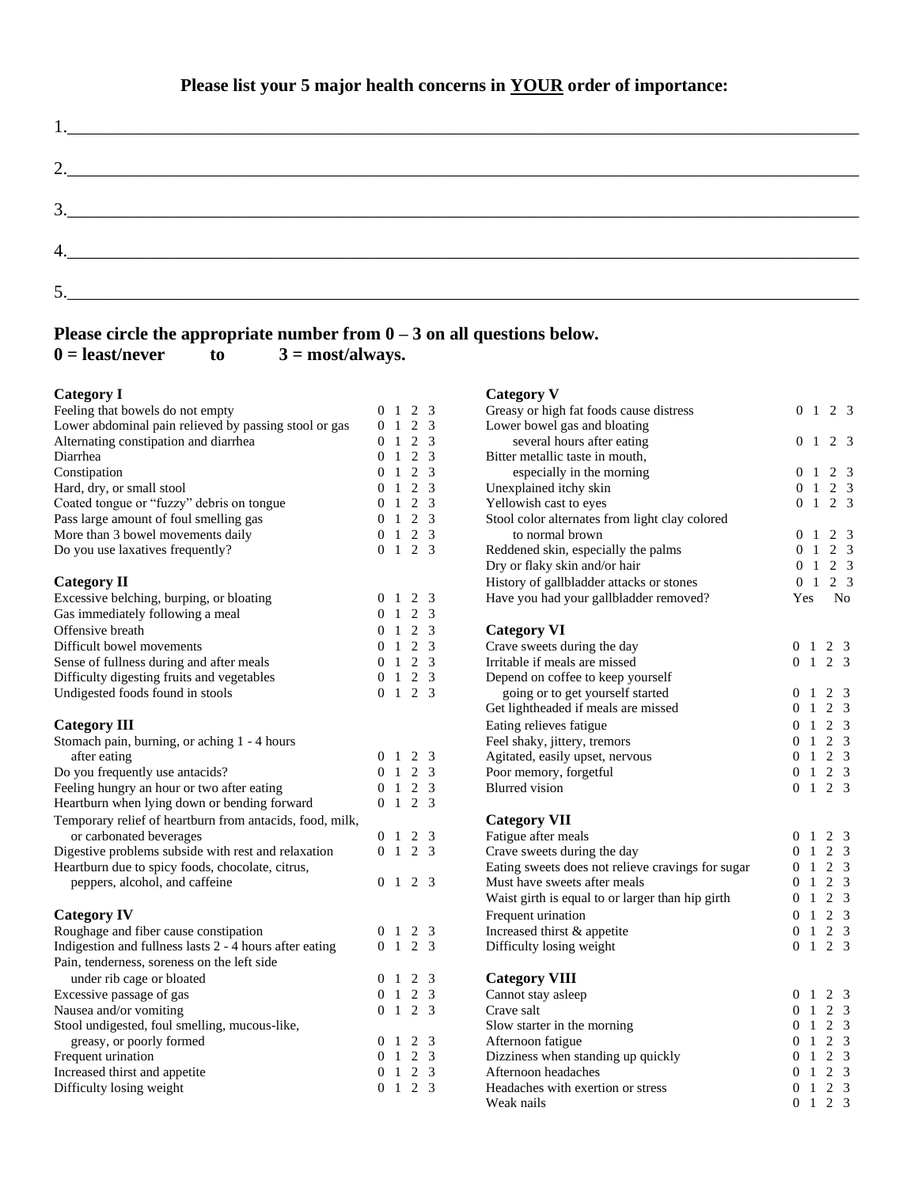## Please list your 5 major health concerns in YOUR order of importance:

1.\_\_\_\_\_\_\_\_\_\_\_\_\_\_\_\_\_\_\_\_\_\_\_\_\_\_\_\_\_\_\_\_\_\_\_\_\_\_\_\_\_\_\_\_\_\_\_\_\_\_\_\_\_\_\_\_\_\_\_\_\_\_\_\_\_\_\_\_\_\_\_\_\_\_\_\_\_\_

2.\_\_\_\_\_\_\_\_\_\_\_\_\_\_\_\_\_\_\_\_\_\_\_\_\_\_\_\_\_\_\_\_\_\_\_\_\_\_\_\_\_\_\_\_\_\_\_\_\_\_\_\_\_\_\_\_\_\_\_\_\_\_\_\_\_\_\_\_\_\_\_\_\_\_\_\_\_\_

3.\_\_\_\_\_\_\_\_\_\_\_\_\_\_\_\_\_\_\_\_\_\_\_\_\_\_\_\_\_\_\_\_\_\_\_\_\_\_\_\_\_\_\_\_\_\_\_\_\_\_\_\_\_\_\_\_\_\_\_\_\_\_\_\_\_\_\_\_\_\_\_\_\_\_\_\_\_\_

4.\_\_\_\_\_\_\_\_\_\_\_\_\_\_\_\_\_\_\_\_\_\_\_\_\_\_\_\_\_\_\_\_\_\_\_\_\_\_\_\_\_\_\_\_\_\_\_\_\_\_\_\_\_\_\_\_\_\_\_\_\_\_\_\_\_\_\_\_\_\_\_\_\_\_\_\_\_\_

5.\_\_\_\_\_\_\_\_\_\_\_\_\_\_\_\_\_\_\_\_\_\_\_\_\_\_\_\_\_\_\_\_\_\_\_\_\_\_\_\_\_\_\_\_\_\_\_\_\_\_\_\_\_\_\_\_\_\_\_\_\_\_\_\_\_\_\_\_\_\_\_\_\_\_\_\_\_\_

## Please circle the appropriate number from 0 – 3 on all questions below.
**0 = least/never to 3 = most/always.**

| Category I | |
|---|---|
| Feeling that bowels do not empty | 0 1 2 3 |
| Lower abdominal pain relieved by passing stool or gas | 0 1 2 3 |
| Alternating constipation and diarrhea | 0 1 2 3 |
| Diarrhea | 0 1 2 3 |
| Constipation | 0 1 2 3 |
| Hard, dry, or small stool | 0 1 2 3 |
| Coated tongue or "fuzzy" debris on tongue | 0 1 2 3 |
| Pass large amount of foul smelling gas | 0 1 2 3 |
| More than 3 bowel movements daily | 0 1 2 3 |
| Do you use laxatives frequently? | 0 1 2 3 |

| Category II | |
|---|---|
| Excessive belching, burping, or bloating | 0 1 2 3 |
| Gas immediately following a meal | 0 1 2 3 |
| Offensive breath | 0 1 2 3 |
| Difficult bowel movements | 0 1 2 3 |
| Sense of fullness during and after meals | 0 1 2 3 |
| Difficulty digesting fruits and vegetables | 0 1 2 3 |
| Undigested foods found in stools | 0 1 2 3 |

| Category III | |
|---|---|
| Stomach pain, burning, or aching 1 - 4 hours after eating | 0 1 2 3 |
| Do you frequently use antacids? | 0 1 2 3 |
| Feeling hungry an hour or two after eating | 0 1 2 3 |
| Heartburn when lying down or bending forward | 0 1 2 3 |
| Temporary relief of heartburn from antacids, food, milk, or carbonated beverages | 0 1 2 3 |
| Digestive problems subside with rest and relaxation | 0 1 2 3 |
| Heartburn due to spicy foods, chocolate, citrus, peppers, alcohol, and caffeine | 0 1 2 3 |

| Category IV | |
|---|---|
| Roughage and fiber cause constipation | 0 1 2 3 |
| Indigestion and fullness lasts 2 - 4 hours after eating | 0 1 2 3 |
| Pain, tenderness, soreness on the left side under rib cage or bloated | 0 1 2 3 |
| Excessive passage of gas | 0 1 2 3 |
| Nausea and/or vomiting | 0 1 2 3 |
| Stool undigested, foul smelling, mucous-like, greasy, or poorly formed | 0 1 2 3 |
| Frequent urination | 0 1 2 3 |
| Increased thirst and appetite | 0 1 2 3 |
| Difficulty losing weight | 0 1 2 3 |

| Category V | |
|---|---|
| Greasy or high fat foods cause distress | 0 1 2 3 |
| Lower bowel gas and bloating several hours after eating | 0 1 2 3 |
| Bitter metallic taste in mouth, especially in the morning | 0 1 2 3 |
| Unexplained itchy skin | 0 1 2 3 |
| Yellowish cast to eyes | 0 1 2 3 |
| Stool color alternates from light clay colored to normal brown | 0 1 2 3 |
| Reddened skin, especially the palms | 0 1 2 3 |
| Dry or flaky skin and/or hair | 0 1 2 3 |
| History of gallbladder attacks or stones | 0 1 2 3 |
| Have you had your gallbladder removed? | Yes No |

| Category VI | |
|---|---|
| Crave sweets during the day | 0 1 2 3 |
| Irritable if meals are missed | 0 1 2 3 |
| Depend on coffee to keep yourself going or to get yourself started | 0 1 2 3 |
| Get lightheaded if meals are missed | 0 1 2 3 |
| Eating relieves fatigue | 0 1 2 3 |
| Feel shaky, jittery, tremors | 0 1 2 3 |
| Agitated, easily upset, nervous | 0 1 2 3 |
| Poor memory, forgetful | 0 1 2 3 |
| Blurred vision | 0 1 2 3 |

| Category VII | |
|---|---|
| Fatigue after meals | 0 1 2 3 |
| Crave sweets during the day | 0 1 2 3 |
| Eating sweets does not relieve cravings for sugar | 0 1 2 3 |
| Must have sweets after meals | 0 1 2 3 |
| Waist girth is equal to or larger than hip girth | 0 1 2 3 |
| Frequent urination | 0 1 2 3 |
| Increased thirst & appetite | 0 1 2 3 |
| Difficulty losing weight | 0 1 2 3 |

| Category VIII | |
|---|---|
| Cannot stay asleep | 0 1 2 3 |
| Crave salt | 0 1 2 3 |
| Slow starter in the morning | 0 1 2 3 |
| Afternoon fatigue | 0 1 2 3 |
| Dizziness when standing up quickly | 0 1 2 3 |
| Afternoon headaches | 0 1 2 3 |
| Headaches with exertion or stress | 0 1 2 3 |
| Weak nails | 0 1 2 3 |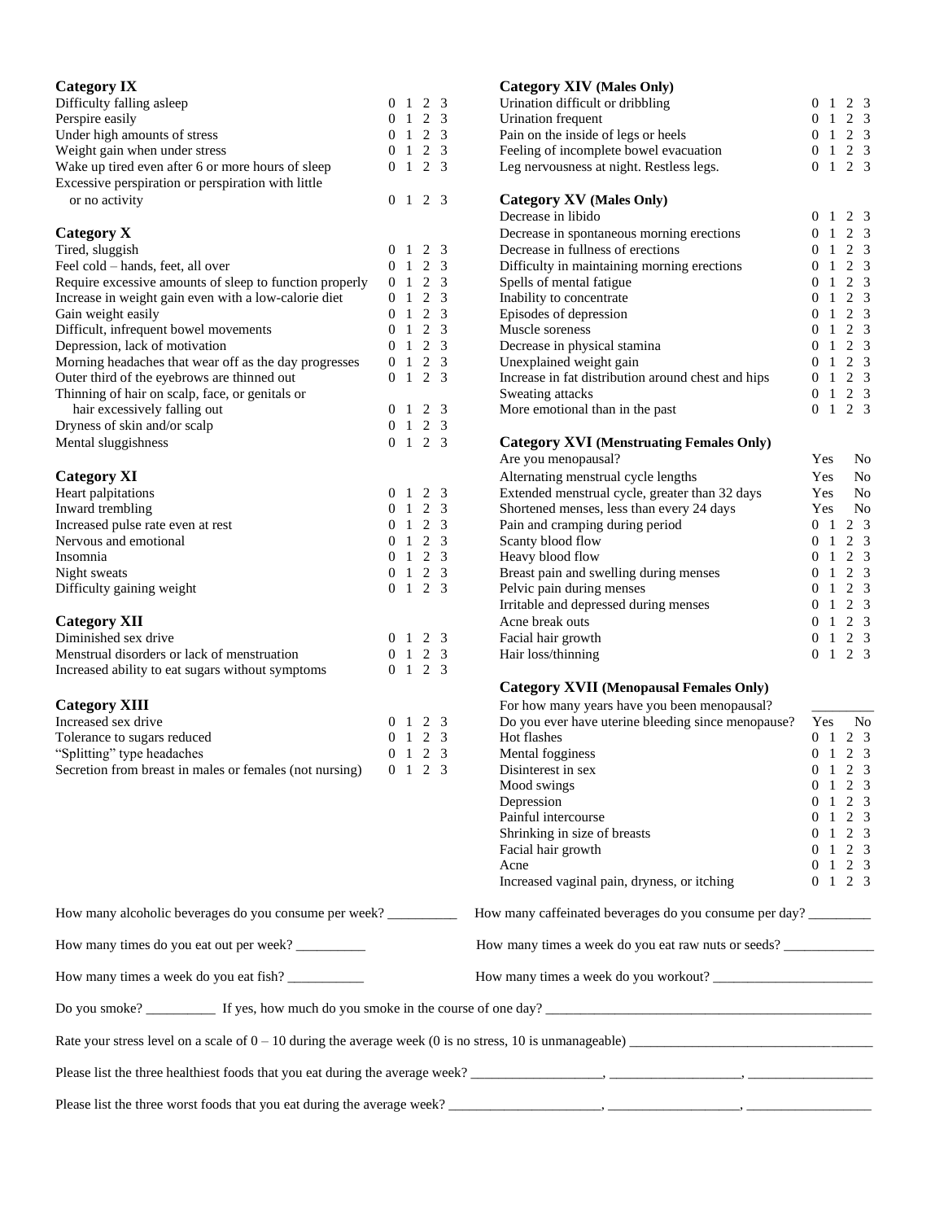**Category IX**

| | |
|---|---|
| Difficulty falling asleep | 0 1 2 3 |
| Perspire easily | 0 1 2 3 |
| Under high amounts of stress | 0 1 2 3 |
| Weight gain when under stress | 0 1 2 3 |
| Wake up tired even after 6 or more hours of sleep | 0 1 2 3 |
| Excessive perspiration or perspiration with little or no activity | 0 1 2 3 |

**Category X**

| | |
|---|---|
| Tired, sluggish | 0 1 2 3 |
| Feel cold – hands, feet, all over | 0 1 2 3 |
| Require excessive amounts of sleep to function properly | 0 1 2 3 |
| Increase in weight gain even with a low-calorie diet | 0 1 2 3 |
| Gain weight easily | 0 1 2 3 |
| Difficult, infrequent bowel movements | 0 1 2 3 |
| Depression, lack of motivation | 0 1 2 3 |
| Morning headaches that wear off as the day progresses | 0 1 2 3 |
| Outer third of the eyebrows are thinned out | 0 1 2 3 |
| Thinning of hair on scalp, face, or genitals or hair excessively falling out | 0 1 2 3 |
| Dryness of skin and/or scalp | 0 1 2 3 |
| Mental sluggishness | 0 1 2 3 |

**Category XI**

| | |
|---|---|
| Heart palpitations | 0 1 2 3 |
| Inward trembling | 0 1 2 3 |
| Increased pulse rate even at rest | 0 1 2 3 |
| Nervous and emotional | 0 1 2 3 |
| Insomnia | 0 1 2 3 |
| Night sweats | 0 1 2 3 |
| Difficulty gaining weight | 0 1 2 3 |

**Category XII**

| | |
|---|---|
| Diminished sex drive | 0 1 2 3 |
| Menstrual disorders or lack of menstruation | 0 1 2 3 |
| Increased ability to eat sugars without symptoms | 0 1 2 3 |

**Category XIII**

| | |
|---|---|
| Increased sex drive | 0 1 2 3 |
| Tolerance to sugars reduced | 0 1 2 3 |
| "Splitting" type headaches | 0 1 2 3 |
| Secretion from breast in males or females (not nursing) | 0 1 2 3 |

**Category XIV (Males Only)**

| | |
|---|---|
| Urination difficult or dribbling | 0 1 2 3 |
| Urination frequent | 0 1 2 3 |
| Pain on the inside of legs or heels | 0 1 2 3 |
| Feeling of incomplete bowel evacuation | 0 1 2 3 |
| Leg nervousness at night. Restless legs. | 0 1 2 3 |

**Category XV (Males Only)**

| | |
|---|---|
| Decrease in libido | 0 1 2 3 |
| Decrease in spontaneous morning erections | 0 1 2 3 |
| Decrease in fullness of erections | 0 1 2 3 |
| Difficulty in maintaining morning erections | 0 1 2 3 |
| Spells of mental fatigue | 0 1 2 3 |
| Inability to concentrate | 0 1 2 3 |
| Episodes of depression | 0 1 2 3 |
| Muscle soreness | 0 1 2 3 |
| Decrease in physical stamina | 0 1 2 3 |
| Unexplained weight gain | 0 1 2 3 |
| Increase in fat distribution around chest and hips | 0 1 2 3 |
| Sweating attacks | 0 1 2 3 |
| More emotional than in the past | 0 1 2 3 |

**Category XVI (Menstruating Females Only)**

| | |
|---|---|
| Are you menopausal? | Yes No |
| Alternating menstrual cycle lengths | Yes No |
| Extended menstrual cycle, greater than 32 days | Yes No |
| Shortened menses, less than every 24 days | Yes No |
| Pain and cramping during period | 0 1 2 3 |
| Scanty blood flow | 0 1 2 3 |
| Heavy blood flow | 0 1 2 3 |
| Breast pain and swelling during menses | 0 1 2 3 |
| Pelvic pain during menses | 0 1 2 3 |
| Irritable and depressed during menses | 0 1 2 3 |
| Acne break outs | 0 1 2 3 |
| Facial hair growth | 0 1 2 3 |
| Hair loss/thinning | 0 1 2 3 |

**Category XVII (Menopausal Females Only)**

| | |
|---|---|
| For how many years have you been menopausal? | ________ |
| Do you ever have uterine bleeding since menopause? | Yes No |
| Hot flashes | 0 1 2 3 |
| Mental fogginess | 0 1 2 3 |
| Disinterest in sex | 0 1 2 3 |
| Mood swings | 0 1 2 3 |
| Depression | 0 1 2 3 |
| Painful intercourse | 0 1 2 3 |
| Shrinking in size of breasts | 0 1 2 3 |
| Facial hair growth | 0 1 2 3 |
| Acne | 0 1 2 3 |
| Increased vaginal pain, dryness, or itching | 0 1 2 3 |

How many alcoholic beverages do you consume per week? __________

How many caffeinated beverages do you consume per day? ________

How many times do you eat out per week? __________

How many times a week do you eat raw nuts or seeds? _____________

How many times a week do you eat fish? ___________

How many times a week do you workout? _______________________

Do you smoke? __________ If yes, how much do you smoke in the course of one day? ________________________________________________

Rate your stress level on a scale of 0 – 10 during the average week (0 is no stress, 10 is unmanageable) _________________________________

Please list the three healthiest foods that you eat during the average week? __________________, __________________, __________________

Please list the three worst foods that you eat during the average week? ______________________, __________________, __________________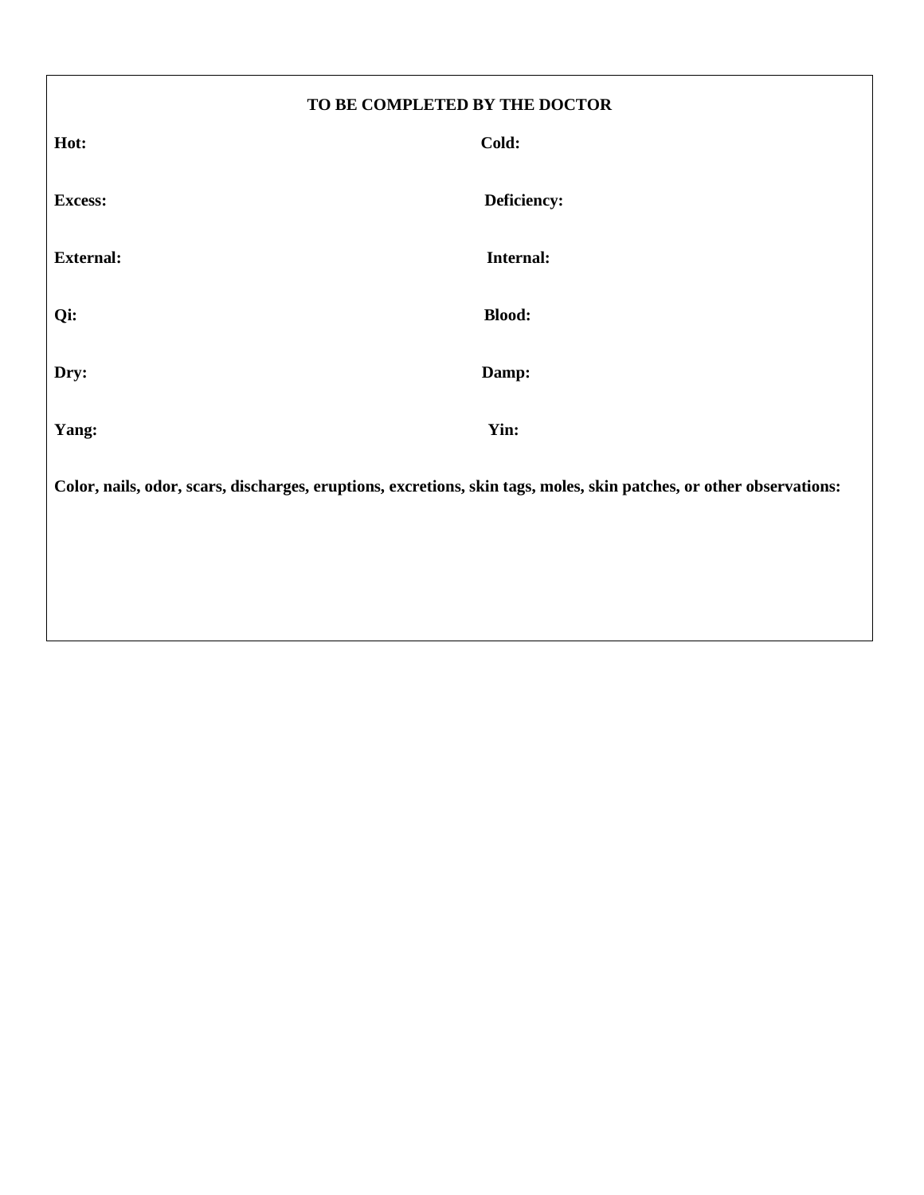**TO BE COMPLETED BY THE DOCTOR**

| | |
|---|---|
| **Hot:** | **Cold:** |
| **Excess:** | **Deficiency:** |
| **External:** | **Internal:** |
| **Qi:** | **Blood:** |
| **Dry:** | **Damp:** |
| **Yang:** | **Yin:** |

**Color, nails, odor, scars, discharges, eruptions, excretions, skin tags, moles, skin patches, or other observations:**